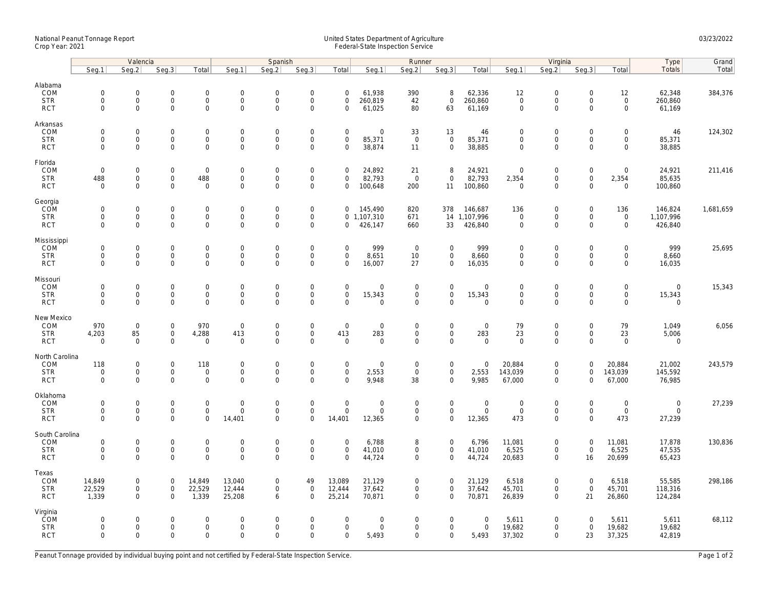National Peanut Tonnage Report
Crop Year: 2021

United States Department of Agriculture
Federal-State Inspection Service

03/23/2022

| | Valencia | | | | Spanish | | | | Runner | | | | Virginia | | | | Type | Grand |
|---|---|---|---|---|---|---|---|---|---|---|---|---|---|---|---|---|---|---|
| | Seg.1 | Seg.2 | Seg.3 | Total | Seg.1 | Seg.2 | Seg.3 | Total | Seg.1 | Seg.2 | Seg.3 | Total | Seg.1 | Seg.2 | Seg.3 | Total | Totals | Total |
| **Alabama** | | | | | | | | | | | | | | | | | | |
| COM | 0 | 0 | 0 | 0 | 0 | 0 | 0 | 0 | 61,938 | 390 | 8 | 62,336 | 12 | 0 | 0 | 12 | 62,348 | 384,376 |
| STR | 0 | 0 | 0 | 0 | 0 | 0 | 0 | 0 | 260,819 | 42 | 0 | 260,860 | 0 | 0 | 0 | 0 | 260,860 | |
| RCT | 0 | 0 | 0 | 0 | 0 | 0 | 0 | 0 | 61,025 | 80 | 63 | 61,169 | 0 | 0 | 0 | 0 | 61,169 | |
| **Arkansas** | | | | | | | | | | | | | | | | | | |
| COM | 0 | 0 | 0 | 0 | 0 | 0 | 0 | 0 | 0 | 33 | 13 | 46 | 0 | 0 | 0 | 0 | 46 | 124,302 |
| STR | 0 | 0 | 0 | 0 | 0 | 0 | 0 | 0 | 85,371 | 0 | 0 | 85,371 | 0 | 0 | 0 | 0 | 85,371 | |
| RCT | 0 | 0 | 0 | 0 | 0 | 0 | 0 | 0 | 38,874 | 11 | 0 | 38,885 | 0 | 0 | 0 | 0 | 38,885 | |
| **Florida** | | | | | | | | | | | | | | | | | | |
| COM | 0 | 0 | 0 | 0 | 0 | 0 | 0 | 0 | 24,892 | 21 | 8 | 24,921 | 0 | 0 | 0 | 0 | 24,921 | 211,416 |
| STR | 488 | 0 | 0 | 488 | 0 | 0 | 0 | 0 | 82,793 | 0 | 0 | 82,793 | 2,354 | 0 | 0 | 2,354 | 85,635 | |
| RCT | 0 | 0 | 0 | 0 | 0 | 0 | 0 | 0 | 100,648 | 200 | 11 | 100,860 | 0 | 0 | 0 | 0 | 100,860 | |
| **Georgia** | | | | | | | | | | | | | | | | | | |
| COM | 0 | 0 | 0 | 0 | 0 | 0 | 0 | 0 | 145,490 | 820 | 378 | 146,687 | 136 | 0 | 0 | 136 | 146,824 | 1,681,659 |
| STR | 0 | 0 | 0 | 0 | 0 | 0 | 0 | 0 | 1,107,310 | 671 | 14 | 1,107,996 | 0 | 0 | 0 | 0 | 1,107,996 | |
| RCT | 0 | 0 | 0 | 0 | 0 | 0 | 0 | 0 | 426,147 | 660 | 33 | 426,840 | 0 | 0 | 0 | 0 | 426,840 | |
| **Mississippi** | | | | | | | | | | | | | | | | | | |
| COM | 0 | 0 | 0 | 0 | 0 | 0 | 0 | 0 | 999 | 0 | 0 | 999 | 0 | 0 | 0 | 0 | 999 | 25,695 |
| STR | 0 | 0 | 0 | 0 | 0 | 0 | 0 | 0 | 8,651 | 10 | 0 | 8,660 | 0 | 0 | 0 | 0 | 8,660 | |
| RCT | 0 | 0 | 0 | 0 | 0 | 0 | 0 | 0 | 16,007 | 27 | 0 | 16,035 | 0 | 0 | 0 | 0 | 16,035 | |
| **Missouri** | | | | | | | | | | | | | | | | | | |
| COM | 0 | 0 | 0 | 0 | 0 | 0 | 0 | 0 | 0 | 0 | 0 | 0 | 0 | 0 | 0 | 0 | 0 | 15,343 |
| STR | 0 | 0 | 0 | 0 | 0 | 0 | 0 | 0 | 15,343 | 0 | 0 | 15,343 | 0 | 0 | 0 | 0 | 15,343 | |
| RCT | 0 | 0 | 0 | 0 | 0 | 0 | 0 | 0 | 0 | 0 | 0 | 0 | 0 | 0 | 0 | 0 | 0 | |
| **New Mexico** | | | | | | | | | | | | | | | | | | |
| COM | 970 | 0 | 0 | 970 | 0 | 0 | 0 | 0 | 0 | 0 | 0 | 0 | 79 | 0 | 0 | 79 | 1,049 | 6,056 |
| STR | 4,203 | 85 | 0 | 4,288 | 413 | 0 | 0 | 413 | 283 | 0 | 0 | 283 | 23 | 0 | 0 | 23 | 5,006 | |
| RCT | 0 | 0 | 0 | 0 | 0 | 0 | 0 | 0 | 0 | 0 | 0 | 0 | 0 | 0 | 0 | 0 | 0 | |
| **North Carolina** | | | | | | | | | | | | | | | | | | |
| COM | 118 | 0 | 0 | 118 | 0 | 0 | 0 | 0 | 0 | 0 | 0 | 0 | 20,884 | 0 | 0 | 20,884 | 21,002 | 243,579 |
| STR | 0 | 0 | 0 | 0 | 0 | 0 | 0 | 0 | 2,553 | 0 | 0 | 2,553 | 143,039 | 0 | 0 | 143,039 | 145,592 | |
| RCT | 0 | 0 | 0 | 0 | 0 | 0 | 0 | 0 | 9,948 | 38 | 0 | 9,985 | 67,000 | 0 | 0 | 67,000 | 76,985 | |
| **Oklahoma** | | | | | | | | | | | | | | | | | | |
| COM | 0 | 0 | 0 | 0 | 0 | 0 | 0 | 0 | 0 | 0 | 0 | 0 | 0 | 0 | 0 | 0 | 0 | 27,239 |
| STR | 0 | 0 | 0 | 0 | 0 | 0 | 0 | 0 | 0 | 0 | 0 | 0 | 0 | 0 | 0 | 0 | 0 | |
| RCT | 0 | 0 | 0 | 0 | 14,401 | 0 | 0 | 14,401 | 12,365 | 0 | 0 | 12,365 | 473 | 0 | 0 | 473 | 27,239 | |
| **South Carolina** | | | | | | | | | | | | | | | | | | |
| COM | 0 | 0 | 0 | 0 | 0 | 0 | 0 | 0 | 6,788 | 8 | 0 | 6,796 | 11,081 | 0 | 0 | 11,081 | 17,878 | 130,836 |
| STR | 0 | 0 | 0 | 0 | 0 | 0 | 0 | 0 | 41,010 | 0 | 0 | 41,010 | 6,525 | 0 | 0 | 6,525 | 47,535 | |
| RCT | 0 | 0 | 0 | 0 | 0 | 0 | 0 | 0 | 44,724 | 0 | 0 | 44,724 | 20,683 | 0 | 16 | 20,699 | 65,423 | |
| **Texas** | | | | | | | | | | | | | | | | | | |
| COM | 14,849 | 0 | 0 | 14,849 | 13,040 | 0 | 49 | 13,089 | 21,129 | 0 | 0 | 21,129 | 6,518 | 0 | 0 | 6,518 | 55,585 | 298,186 |
| STR | 22,529 | 0 | 0 | 22,529 | 12,444 | 0 | 0 | 12,444 | 37,642 | 0 | 0 | 37,642 | 45,701 | 0 | 0 | 45,701 | 118,316 | |
| RCT | 1,339 | 0 | 0 | 1,339 | 25,208 | 6 | 0 | 25,214 | 70,871 | 0 | 0 | 70,871 | 26,839 | 0 | 21 | 26,860 | 124,284 | |
| **Virginia** | | | | | | | | | | | | | | | | | | |
| COM | 0 | 0 | 0 | 0 | 0 | 0 | 0 | 0 | 0 | 0 | 0 | 0 | 5,611 | 0 | 0 | 5,611 | 5,611 | 68,112 |
| STR | 0 | 0 | 0 | 0 | 0 | 0 | 0 | 0 | 0 | 0 | 0 | 0 | 19,682 | 0 | 0 | 19,682 | 19,682 | |
| RCT | 0 | 0 | 0 | 0 | 0 | 0 | 0 | 0 | 5,493 | 0 | 0 | 5,493 | 37,302 | 0 | 23 | 37,325 | 42,819 | |

Peanut Tonnage provided by individual buying point and not certified by Federal-State Inspection Service.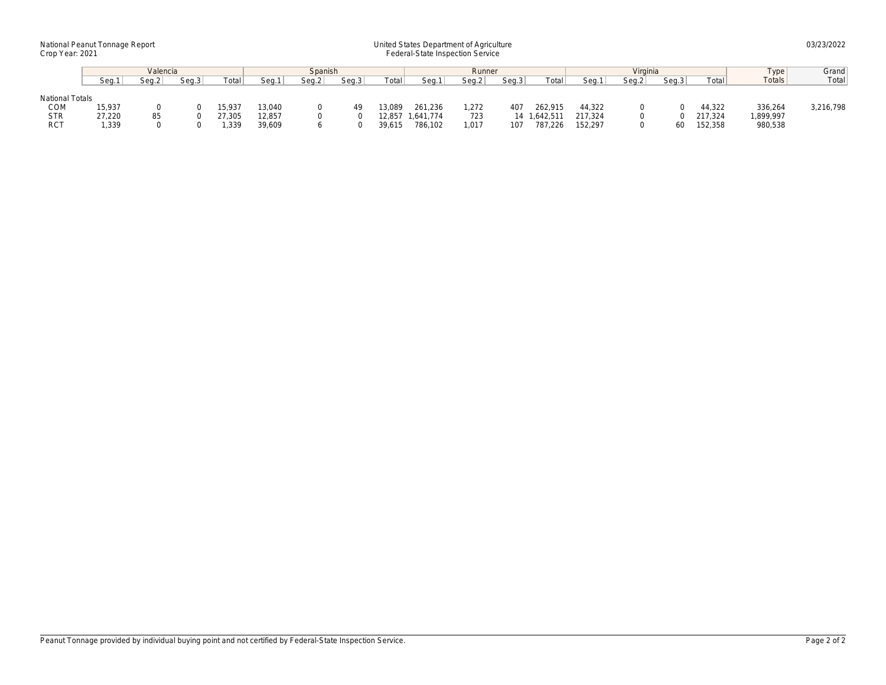National Peanut Tonnage Report
Crop Year: 2021

United States Department of Agriculture
Federal-State Inspection Service

03/23/2022

| | Valencia | | | | Spanish | | | | Runner | | | | Virginia | | | | Type | Grand |
|---|---|---|---|---|---|---|---|---|---|---|---|---|---|---|---|---|---|---|
| | Seg.1 | Seg.2 | Seg.3 | Total | Seg.1 | Seg.2 | Seg.3 | Total | Seg.1 | Seg.2 | Seg.3 | Total | Seg.1 | Seg.2 | Seg.3 | Total | Totals | Total |
| National Totals | | | | | | | | | | | | | | | | | | |
| COM | 15,937 | 0 | 0 | 15,937 | 13,040 | 0 | 49 | 13,089 | 261,236 | 1,272 | 407 | 262,915 | 44,322 | 0 | 0 | 44,322 | 336,264 | 3,216,798 |
| STR | 27,220 | 85 | 0 | 27,305 | 12,857 | 0 | 0 | 12,857 | 1,641,774 | 723 | 14 | 1,642,511 | 217,324 | 0 | 0 | 217,324 | 1,899,997 | |
| RCT | 1,339 | 0 | 0 | 1,339 | 39,609 | 6 | 0 | 39,615 | 786,102 | 1,017 | 107 | 787,226 | 152,297 | 0 | 60 | 152,358 | 980,538 | |

Peanut Tonnage provided by individual buying point and not certified by Federal-State Inspection Service.